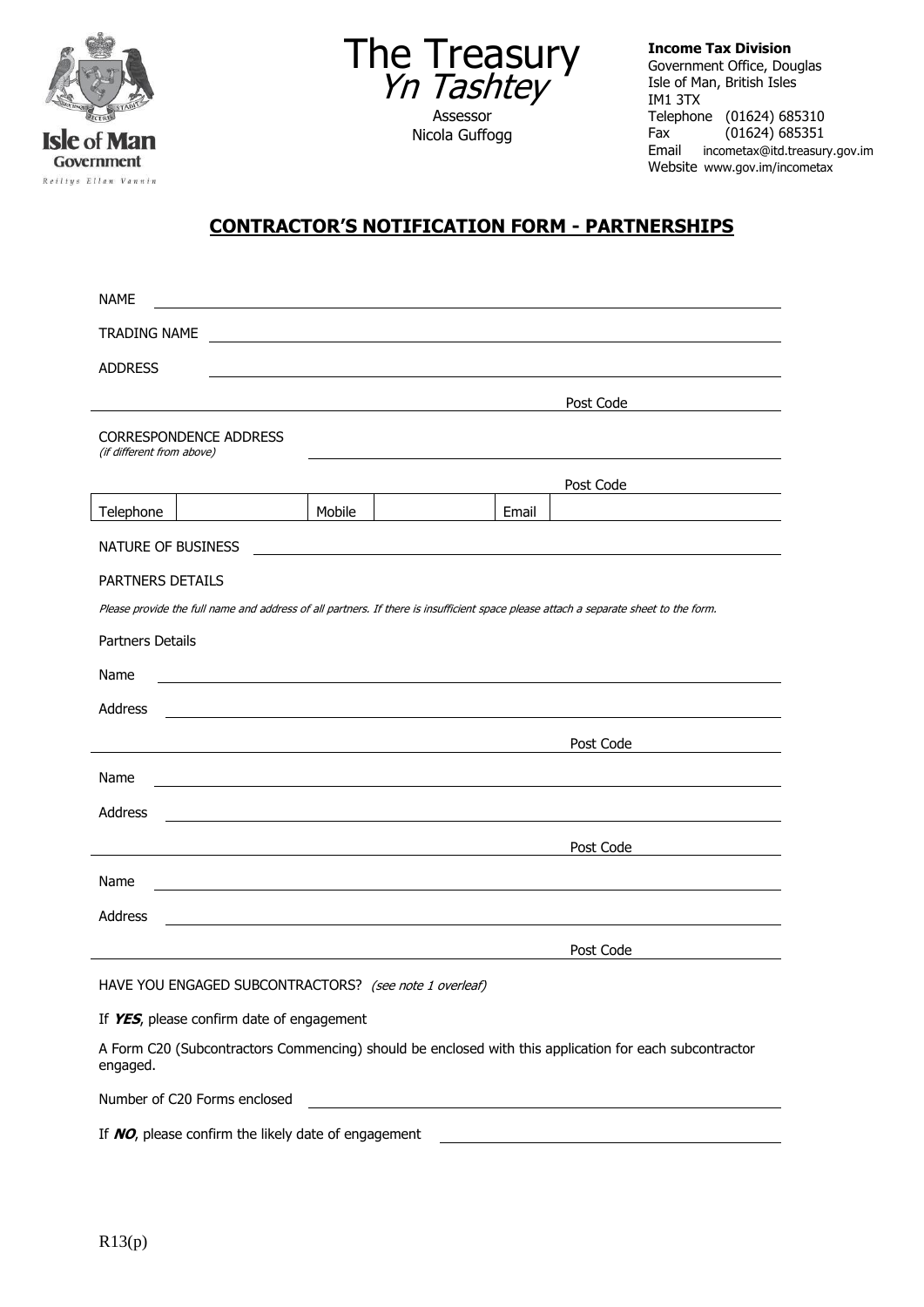Isle of Man Government
Reiltys Ellan Vannin

The Treasury
*Yn Tashtey*

Assessor
Nicola Guffogg

**Income Tax Division**
Government Office, Douglas
Isle of Man, British Isles
IM1 3TX
Telephone (01624) 685310
Fax (01624) 685351
Email incometax@itd.treasury.gov.im
Website www.gov.im/incometax

## CONTRACTOR'S NOTIFICATION FORM - PARTNERSHIPS

NAME \_\_\_\_\_\_\_\_\_\_\_\_\_\_\_\_\_\_\_\_\_\_\_\_\_\_\_\_\_\_\_\_\_\_\_\_\_\_\_\_

TRADING NAME \_\_\_\_\_\_\_\_\_\_\_\_\_\_\_\_\_\_\_\_\_\_\_\_\_\_\_\_\_\_\_\_\_\_\_\_\_\_\_\_

ADDRESS \_\_\_\_\_\_\_\_\_\_\_\_\_\_\_\_\_\_\_\_\_\_\_\_\_\_\_\_\_\_\_\_\_\_\_\_\_\_\_\_

\_\_\_\_\_\_\_\_\_\_\_\_\_\_\_\_\_\_\_\_\_\_\_\_\_\_\_\_ Post Code \_\_\_\_\_\_\_\_\_\_\_\_

CORRESPONDENCE ADDRESS
*(if different from above)* \_\_\_\_\_\_\_\_\_\_\_\_\_\_\_\_\_\_\_\_\_\_\_\_\_\_\_\_\_\_\_\_\_\_\_\_\_\_\_\_

\_\_\_\_\_\_\_\_\_\_\_\_\_\_\_\_\_\_\_\_\_\_\_\_\_\_\_\_ Post Code \_\_\_\_\_\_\_\_\_\_\_\_

| Telephone | | Mobile | | Email | |
|---|---|---|---|---|---|

NATURE OF BUSINESS \_\_\_\_\_\_\_\_\_\_\_\_\_\_\_\_\_\_\_\_\_\_\_\_\_\_\_\_\_\_\_\_\_\_\_\_\_\_\_\_

PARTNERS DETAILS

*Please provide the full name and address of all partners. If there is insufficient space please attach a separate sheet to the form.*

Partners Details

Name \_\_\_\_\_\_\_\_\_\_\_\_\_\_\_\_\_\_\_\_\_\_\_\_\_\_\_\_\_\_\_\_\_\_\_\_\_\_\_\_

Address \_\_\_\_\_\_\_\_\_\_\_\_\_\_\_\_\_\_\_\_\_\_\_\_\_\_\_\_\_\_\_\_\_\_\_\_\_\_\_\_

\_\_\_\_\_\_\_\_\_\_\_\_\_\_\_\_\_\_\_\_\_\_\_\_\_\_\_\_ Post Code \_\_\_\_\_\_\_\_\_\_\_\_

Name \_\_\_\_\_\_\_\_\_\_\_\_\_\_\_\_\_\_\_\_\_\_\_\_\_\_\_\_\_\_\_\_\_\_\_\_\_\_\_\_

Address \_\_\_\_\_\_\_\_\_\_\_\_\_\_\_\_\_\_\_\_\_\_\_\_\_\_\_\_\_\_\_\_\_\_\_\_\_\_\_\_

\_\_\_\_\_\_\_\_\_\_\_\_\_\_\_\_\_\_\_\_\_\_\_\_\_\_\_\_ Post Code \_\_\_\_\_\_\_\_\_\_\_\_

Name \_\_\_\_\_\_\_\_\_\_\_\_\_\_\_\_\_\_\_\_\_\_\_\_\_\_\_\_\_\_\_\_\_\_\_\_\_\_\_\_

Address \_\_\_\_\_\_\_\_\_\_\_\_\_\_\_\_\_\_\_\_\_\_\_\_\_\_\_\_\_\_\_\_\_\_\_\_\_\_\_\_

\_\_\_\_\_\_\_\_\_\_\_\_\_\_\_\_\_\_\_\_\_\_\_\_\_\_\_\_ Post Code \_\_\_\_\_\_\_\_\_\_\_\_

HAVE YOU ENGAGED SUBCONTRACTORS? *(see note 1 overleaf)*

If ***YES***, please confirm date of engagement

A Form C20 (Subcontractors Commencing) should be enclosed with this application for each subcontractor engaged.

Number of C20 Forms enclosed \_\_\_\_\_\_\_\_\_\_\_\_\_\_\_\_\_\_\_\_\_\_\_\_\_\_\_\_

If ***NO***, please confirm the likely date of engagement \_\_\_\_\_\_\_\_\_\_\_\_\_\_\_\_\_\_\_\_\_\_\_\_

R13(p)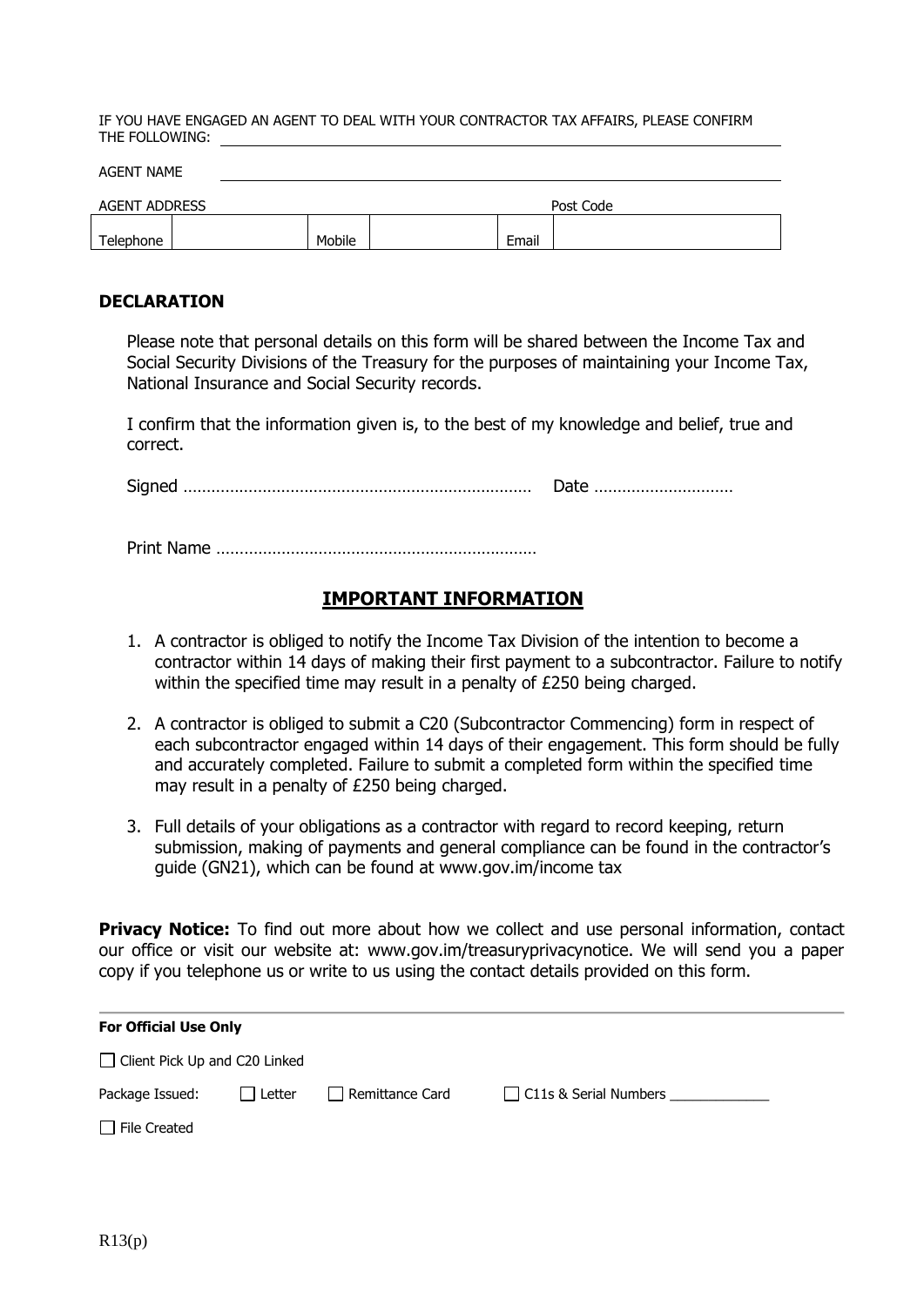IF YOU HAVE ENGAGED AN AGENT TO DEAL WITH YOUR CONTRACTOR TAX AFFAIRS, PLEASE CONFIRM THE FOLLOWING:

AGENT NAME

AGENT ADDRESS Post Code

| Telephone | | Mobile | | Email | |
|---|---|---|---|---|---|

## DECLARATION

Please note that personal details on this form will be shared between the Income Tax and Social Security Divisions of the Treasury for the purposes of maintaining your Income Tax, National Insurance and Social Security records.

I confirm that the information given is, to the best of my knowledge and belief, true and correct.

Signed ………………………………………………………………… Date ………………………….

Print Name ……………………………………………………………

## IMPORTANT INFORMATION

1. A contractor is obliged to notify the Income Tax Division of the intention to become a contractor within 14 days of making their first payment to a subcontractor. Failure to notify within the specified time may result in a penalty of £250 being charged.

2. A contractor is obliged to submit a C20 (Subcontractor Commencing) form in respect of each subcontractor engaged within 14 days of their engagement. This form should be fully and accurately completed. Failure to submit a completed form within the specified time may result in a penalty of £250 being charged.

3. Full details of your obligations as a contractor with regard to record keeping, return submission, making of payments and general compliance can be found in the contractor's guide (GN21), which can be found at www.gov.im/income tax

**Privacy Notice:** To find out more about how we collect and use personal information, contact our office or visit our website at: www.gov.im/treasuryprivacynotice. We will send you a paper copy if you telephone us or write to us using the contact details provided on this form.

**For Official Use Only**

☐ Client Pick Up and C20 Linked

Package Issued: ☐ Letter ☐ Remittance Card ☐ C11s & Serial Numbers ____________

☐ File Created

R13(p)